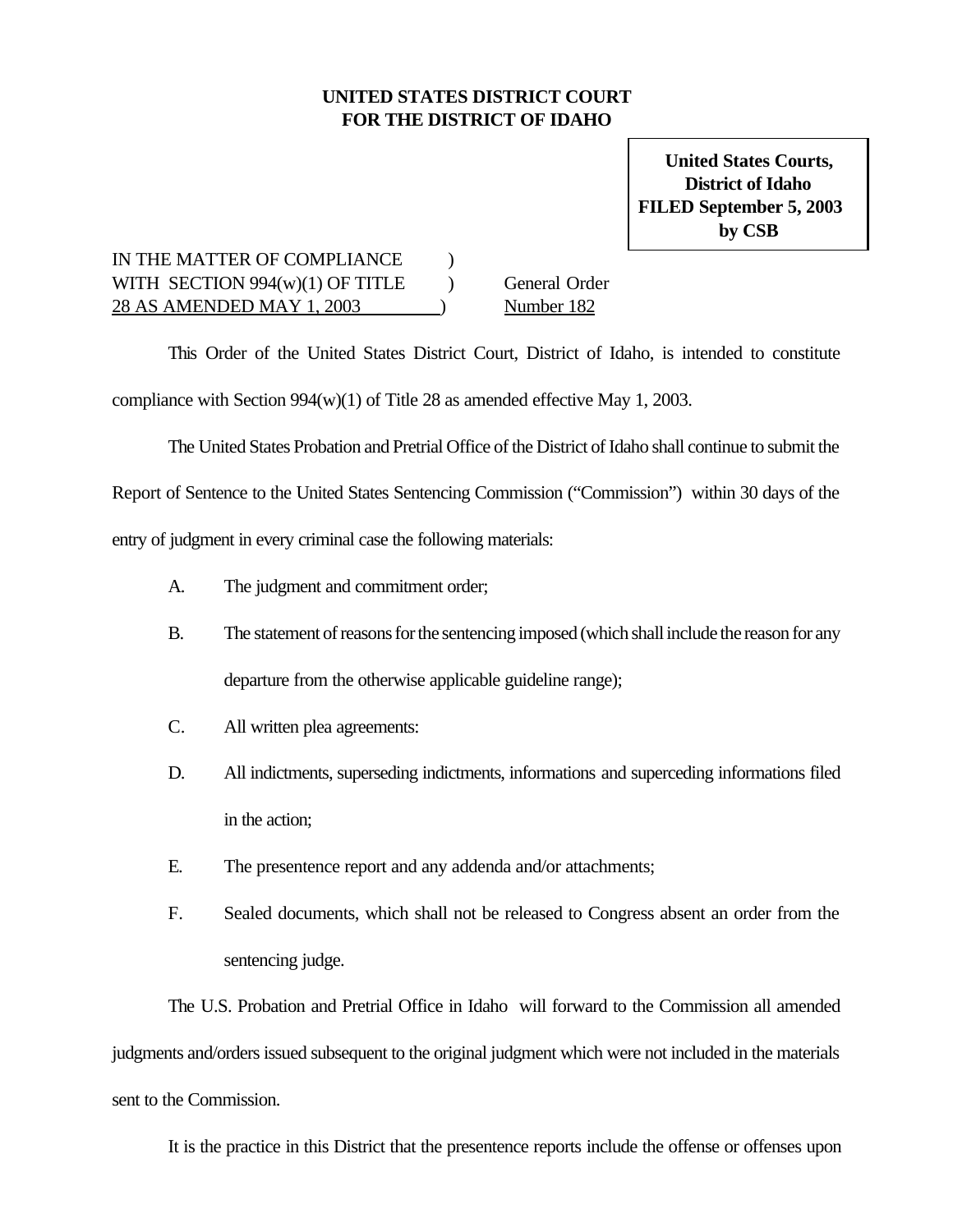**UNITED STATES DISTRICT COURT**
**FOR THE DISTRICT OF IDAHO**

**United States Courts,**
**District of Idaho**
**FILED September 5, 2003**
**by CSB**

| | | |
|---|---|---|
| IN THE MATTER OF COMPLIANCE | ) | |
| WITH SECTION 994(w)(1) OF TITLE | ) | General Order |
| 28 AS AMENDED MAY 1, 2003 | ) | Number 182 |

This Order of the United States District Court, District of Idaho, is intended to constitute compliance with Section 994(w)(1) of Title 28 as amended effective May 1, 2003.

The United States Probation and Pretrial Office of the District of Idaho shall continue to submit the Report of Sentence to the United States Sentencing Commission ("Commission") within 30 days of the entry of judgment in every criminal case the following materials:

A. The judgment and commitment order;

B. The statement of reasons for the sentencing imposed (which shall include the reason for any departure from the otherwise applicable guideline range);

C. All written plea agreements:

D. All indictments, superseding indictments, informations and superceding informations filed in the action;

E. The presentence report and any addenda and/or attachments;

F. Sealed documents, which shall not be released to Congress absent an order from the sentencing judge.

The U.S. Probation and Pretrial Office in Idaho will forward to the Commission all amended judgments and/orders issued subsequent to the original judgment which were not included in the materials sent to the Commission.

It is the practice in this District that the presentence reports include the offense or offenses upon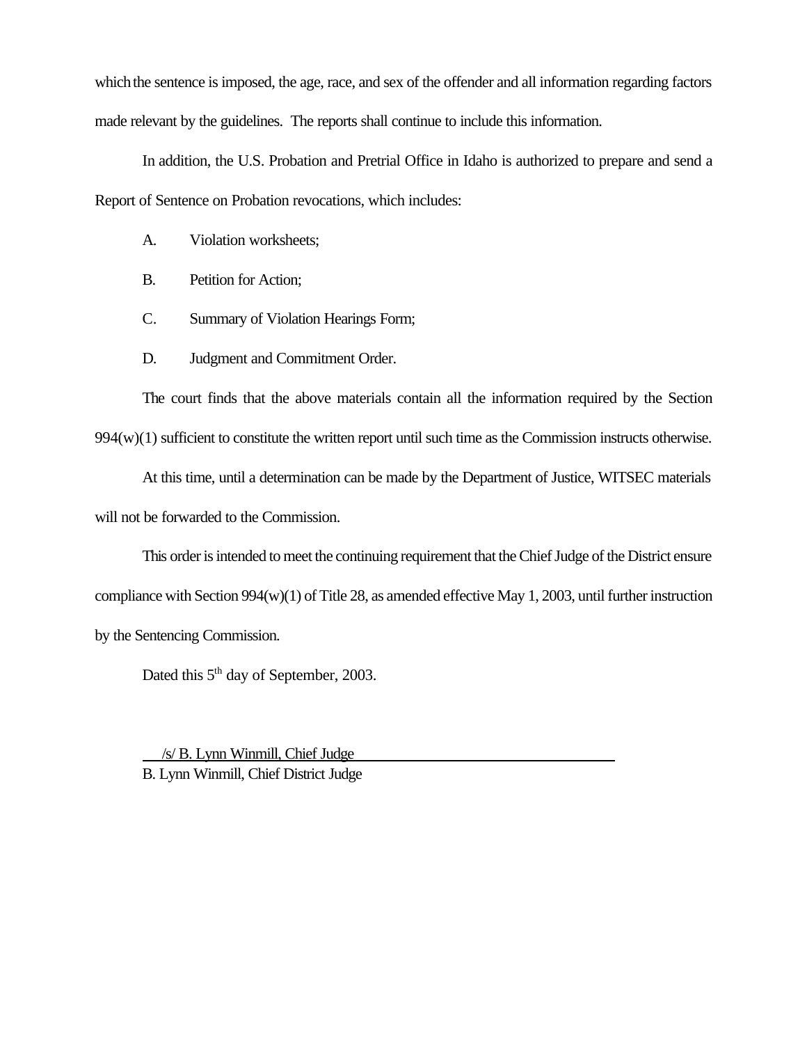which the sentence is imposed, the age, race, and sex of the offender and all information regarding factors made relevant by the guidelines. The reports shall continue to include this information.

In addition, the U.S. Probation and Pretrial Office in Idaho is authorized to prepare and send a Report of Sentence on Probation revocations, which includes:

A. Violation worksheets;

B. Petition for Action;

C. Summary of Violation Hearings Form;

D. Judgment and Commitment Order.

The court finds that the above materials contain all the information required by the Section 994(w)(1) sufficient to constitute the written report until such time as the Commission instructs otherwise.

At this time, until a determination can be made by the Department of Justice, WITSEC materials will not be forwarded to the Commission.

This order is intended to meet the continuing requirement that the Chief Judge of the District ensure compliance with Section 994(w)(1) of Title 28, as amended effective May 1, 2003, until further instruction by the Sentencing Commission.

Dated this 5th day of September, 2003.

/s/ B. Lynn Winmill, Chief Judge
B. Lynn Winmill, Chief District Judge